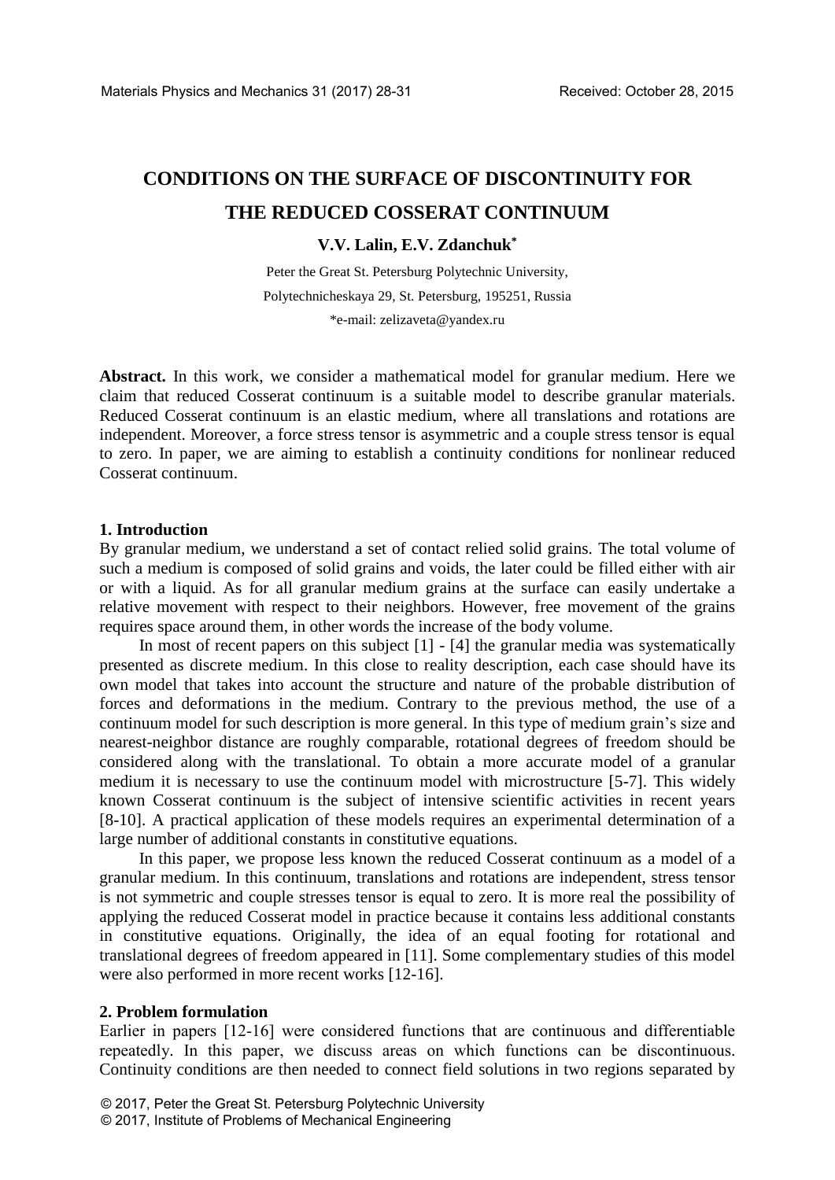# CONDITIONS ON THE SURFACE OF DISCONTINUITY FOR THE REDUCED COSSERAT CONTINUUM

**V.V. Lalin, E.V. Zdanchuk***

Peter the Great St. Petersburg Polytechnic University,
Polytechnicheskaya 29, St. Petersburg, 195251, Russia
*e-mail: zelizaveta@yandex.ru

**Abstract.** In this work, we consider a mathematical model for granular medium. Here we claim that reduced Cosserat continuum is a suitable model to describe granular materials. Reduced Cosserat continuum is an elastic medium, where all translations and rotations are independent. Moreover, a force stress tensor is asymmetric and a couple stress tensor is equal to zero. In paper, we are aiming to establish a continuity conditions for nonlinear reduced Cosserat continuum.

## 1. Introduction

By granular medium, we understand a set of contact relied solid grains. The total volume of such a medium is composed of solid grains and voids, the later could be filled either with air or with a liquid. As for all granular medium grains at the surface can easily undertake a relative movement with respect to their neighbors. However, free movement of the grains requires space around them, in other words the increase of the body volume.

In most of recent papers on this subject [1] - [4] the granular media was systematically presented as discrete medium. In this close to reality description, each case should have its own model that takes into account the structure and nature of the probable distribution of forces and deformations in the medium. Contrary to the previous method, the use of a continuum model for such description is more general. In this type of medium grain's size and nearest-neighbor distance are roughly comparable, rotational degrees of freedom should be considered along with the translational. To obtain a more accurate model of a granular medium it is necessary to use the continuum model with microstructure [5-7]. This widely known Cosserat continuum is the subject of intensive scientific activities in recent years [8-10]. A practical application of these models requires an experimental determination of a large number of additional constants in constitutive equations.

In this paper, we propose less known the reduced Cosserat continuum as a model of a granular medium. In this continuum, translations and rotations are independent, stress tensor is not symmetric and couple stresses tensor is equal to zero. It is more real the possibility of applying the reduced Cosserat model in practice because it contains less additional constants in constitutive equations. Originally, the idea of an equal footing for rotational and translational degrees of freedom appeared in [11]. Some complementary studies of this model were also performed in more recent works [12-16].

## 2. Problem formulation

Earlier in papers [12-16] were considered functions that are continuous and differentiable repeatedly. In this paper, we discuss areas on which functions can be discontinuous. Continuity conditions are then needed to connect field solutions in two regions separated by

© 2017, Peter the Great St. Petersburg Polytechnic University
© 2017, Institute of Problems of Mechanical Engineering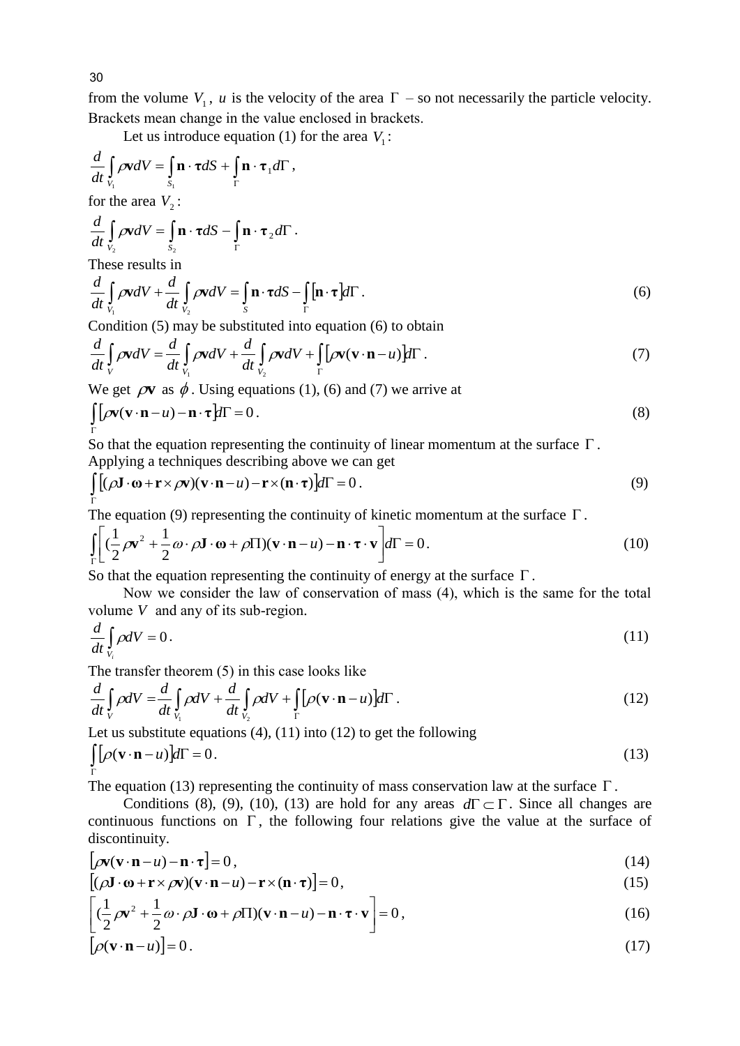from the volume $V_1$, $u$ is the velocity of the area $\Gamma$ – so not necessarily the particle velocity. Brackets mean change in the value enclosed in brackets.

Let us introduce equation (1) for the area $V_1$:

$$\frac{d}{dt}\int_{V_1}\rho\mathbf{v}dV = \int_{S_1}\mathbf{n}\cdot\boldsymbol{\tau}dS + \int_{\Gamma}\mathbf{n}\cdot\boldsymbol{\tau}_1 d\Gamma,$$

for the area $V_2$:

$$\frac{d}{dt}\int_{V_2}\rho\mathbf{v}dV = \int_{S_2}\mathbf{n}\cdot\boldsymbol{\tau}dS - \int_{\Gamma}\mathbf{n}\cdot\boldsymbol{\tau}_2 d\Gamma.$$

These results in

$$\frac{d}{dt}\int_{V_1}\rho\mathbf{v}dV + \frac{d}{dt}\int_{V_2}\rho\mathbf{v}dV = \int_{S}\mathbf{n}\cdot\boldsymbol{\tau}dS - \int_{\Gamma}[\mathbf{n}\cdot\boldsymbol{\tau}]d\Gamma. \tag{6}$$

Condition (5) may be substituted into equation (6) to obtain

$$\frac{d}{dt}\int_{V}\rho\mathbf{v}dV = \frac{d}{dt}\int_{V_1}\rho\mathbf{v}dV + \frac{d}{dt}\int_{V_2}\rho\mathbf{v}dV + \int_{\Gamma}[\rho\mathbf{v}(\mathbf{v}\cdot\mathbf{n}-u)]d\Gamma. \tag{7}$$

We get $\rho\mathbf{v}$ as $\phi$. Using equations (1), (6) and (7) we arrive at

$$\int_{\Gamma}[\rho\mathbf{v}(\mathbf{v}\cdot\mathbf{n}-u)-\mathbf{n}\cdot\boldsymbol{\tau}]d\Gamma = 0. \tag{8}$$

So that the equation representing the continuity of linear momentum at the surface $\Gamma$.
Applying a techniques describing above we can get

$$\int_{\Gamma}[(\rho\mathbf{J}\cdot\boldsymbol{\omega}+\mathbf{r}\times\rho\mathbf{v})(\mathbf{v}\cdot\mathbf{n}-u)-\mathbf{r}\times(\mathbf{n}\cdot\boldsymbol{\tau})]d\Gamma = 0. \tag{9}$$

The equation (9) representing the continuity of kinetic momentum at the surface $\Gamma$.

$$\int_{\Gamma}\left[(\frac{1}{2}\rho\mathbf{v}^2+\frac{1}{2}\omega\cdot\rho\mathbf{J}\cdot\boldsymbol{\omega}+\rho\Pi)(\mathbf{v}\cdot\mathbf{n}-u)-\mathbf{n}\cdot\boldsymbol{\tau}\cdot\mathbf{v}\right]d\Gamma = 0. \tag{10}$$

So that the equation representing the continuity of energy at the surface $\Gamma$.

Now we consider the law of conservation of mass (4), which is the same for the total volume $V$ and any of its sub-region.

$$\frac{d}{dt}\int_{V_i}\rho dV = 0. \tag{11}$$

The transfer theorem (5) in this case looks like

$$\frac{d}{dt}\int_{V}\rho dV = \frac{d}{dt}\int_{V_1}\rho dV + \frac{d}{dt}\int_{V_2}\rho dV + \int_{\Gamma}[\rho(\mathbf{v}\cdot\mathbf{n}-u)]d\Gamma. \tag{12}$$

Let us substitute equations (4), (11) into (12) to get the following

$$\int_{\Gamma}[\rho(\mathbf{v}\cdot\mathbf{n}-u)]d\Gamma = 0. \tag{13}$$

The equation (13) representing the continuity of mass conservation law at the surface $\Gamma$.

Conditions (8), (9), (10), (13) are hold for any areas $d\Gamma\subset\Gamma$. Since all changes are continuous functions on $\Gamma$, the following four relations give the value at the surface of discontinuity.

$$[\rho\mathbf{v}(\mathbf{v}\cdot\mathbf{n}-u)-\mathbf{n}\cdot\boldsymbol{\tau}] = 0, \tag{14}$$

$$[(\rho\mathbf{J}\cdot\boldsymbol{\omega}+\mathbf{r}\times\rho\mathbf{v})(\mathbf{v}\cdot\mathbf{n}-u)-\mathbf{r}\times(\mathbf{n}\cdot\boldsymbol{\tau})] = 0, \tag{15}$$

$$\left[(\frac{1}{2}\rho\mathbf{v}^2+\frac{1}{2}\omega\cdot\rho\mathbf{J}\cdot\boldsymbol{\omega}+\rho\Pi)(\mathbf{v}\cdot\mathbf{n}-u)-\mathbf{n}\cdot\boldsymbol{\tau}\cdot\mathbf{v}\right] = 0, \tag{16}$$

$$[\rho(\mathbf{v}\cdot\mathbf{n}-u)] = 0. \tag{17}$$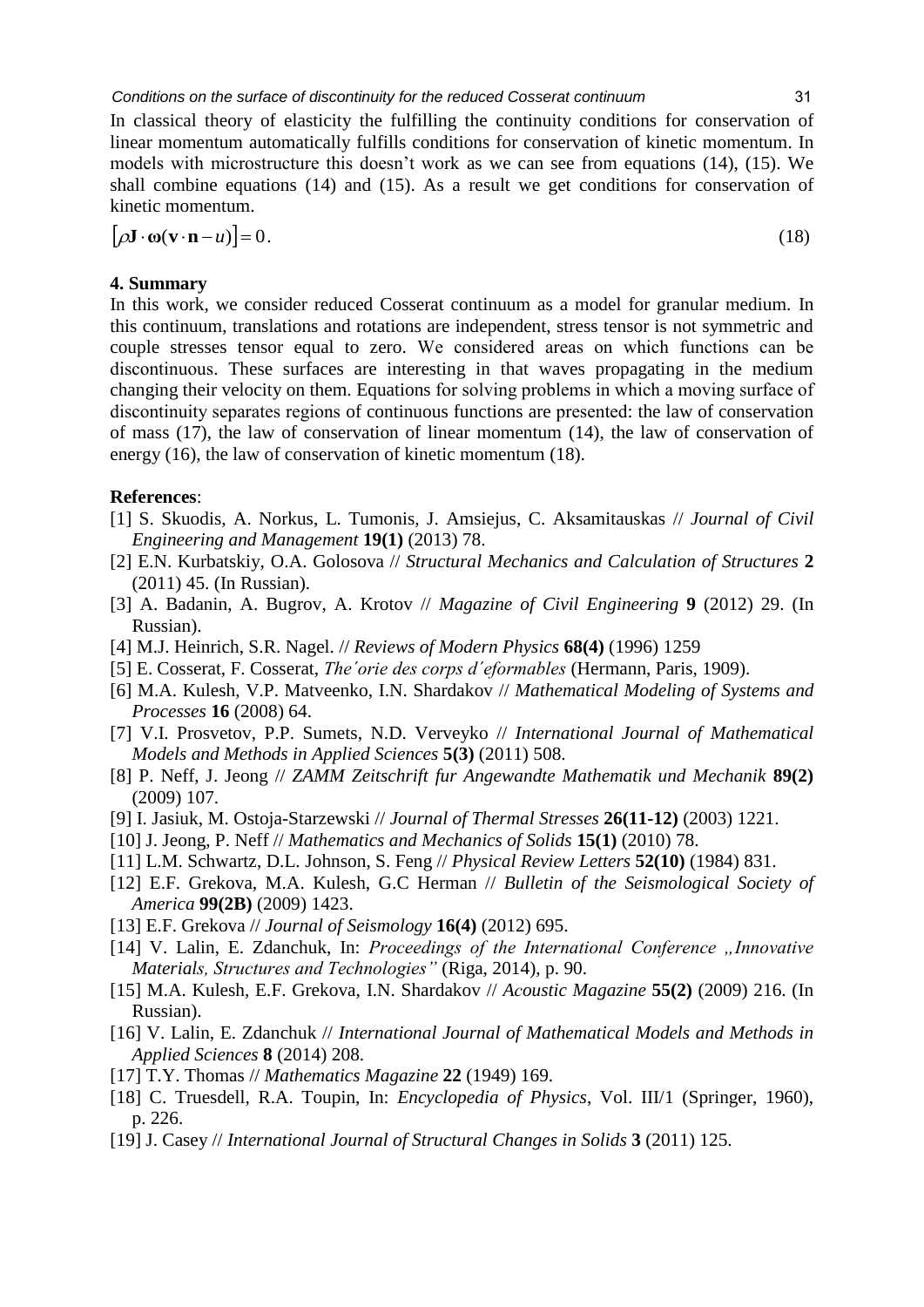In classical theory of elasticity the fulfilling the continuity conditions for conservation of linear momentum automatically fulfills conditions for conservation of kinetic momentum. In models with microstructure this doesn't work as we can see from equations (14), (15). We shall combine equations (14) and (15). As a result we get conditions for conservation of kinetic momentum.

$$\left[\rho \mathbf{J} \cdot \boldsymbol{\omega}(\mathbf{v} \cdot \mathbf{n} - u)\right] = 0 . \qquad (18)$$

## 4. Summary

In this work, we consider reduced Cosserat continuum as a model for granular medium. In this continuum, translations and rotations are independent, stress tensor is not symmetric and couple stresses tensor equal to zero. We considered areas on which functions can be discontinuous. These surfaces are interesting in that waves propagating in the medium changing their velocity on them. Equations for solving problems in which a moving surface of discontinuity separates regions of continuous functions are presented: the law of conservation of mass (17), the law of conservation of linear momentum (14), the law of conservation of energy (16), the law of conservation of kinetic momentum (18).

**References**:

[1] S. Skuodis, A. Norkus, L. Tumonis, J. Amsiejus, C. Aksamitauskas // *Journal of Civil Engineering and Management* **19(1)** (2013) 78.

[2] E.N. Kurbatskiy, O.A. Golosova // *Structural Mechanics and Calculation of Structures* **2** (2011) 45. (In Russian).

[3] A. Badanin, A. Bugrov, A. Krotov // *Magazine of Civil Engineering* **9** (2012) 29. (In Russian).

[4] M.J. Heinrich, S.R. Nagel. // *Reviews of Modern Physics* **68(4)** (1996) 1259

[5] E. Cosserat, F. Cosserat, *The´orie des corps d´eformables* (Hermann, Paris, 1909).

[6] M.A. Kulesh, V.P. Matveenko, I.N. Shardakov // *Mathematical Modeling of Systems and Processes* **16** (2008) 64.

[7] V.I. Prosvetov, P.P. Sumets, N.D. Verveyko // *International Journal of Mathematical Models and Methods in Applied Sciences* **5(3)** (2011) 508.

[8] P. Neff, J. Jeong // *ZAMM Zeitschrift fur Angewandte Mathematik und Mechanik* **89(2)** (2009) 107.

[9] I. Jasiuk, M. Ostoja-Starzewski // *Journal of Thermal Stresses* **26(11-12)** (2003) 1221.

[10] J. Jeong, P. Neff // *Mathematics and Mechanics of Solids* **15(1)** (2010) 78.

[11] L.M. Schwartz, D.L. Johnson, S. Feng // *Physical Review Letters* **52(10)** (1984) 831.

[12] E.F. Grekova, M.A. Kulesh, G.C Herman // *Bulletin of the Seismological Society of America* **99(2B)** (2009) 1423.

[13] E.F. Grekova // *Journal of Seismology* **16(4)** (2012) 695.

[14] V. Lalin, E. Zdanchuk, In: *Proceedings of the International Conference „Innovative Materials, Structures and Technologies"* (Riga, 2014), p. 90.

[15] M.A. Kulesh, E.F. Grekova, I.N. Shardakov // *Acoustic Magazine* **55(2)** (2009) 216. (In Russian).

[16] V. Lalin, E. Zdanchuk // *International Journal of Mathematical Models and Methods in Applied Sciences* **8** (2014) 208.

[17] T.Y. Thomas // *Mathematics Magazine* **22** (1949) 169.

[18] C. Truesdell, R.A. Toupin, In: *Encyclopedia of Physics*, Vol. III/1 (Springer, 1960), p. 226.

[19] J. Casey // *International Journal of Structural Changes in Solids* **3** (2011) 125.